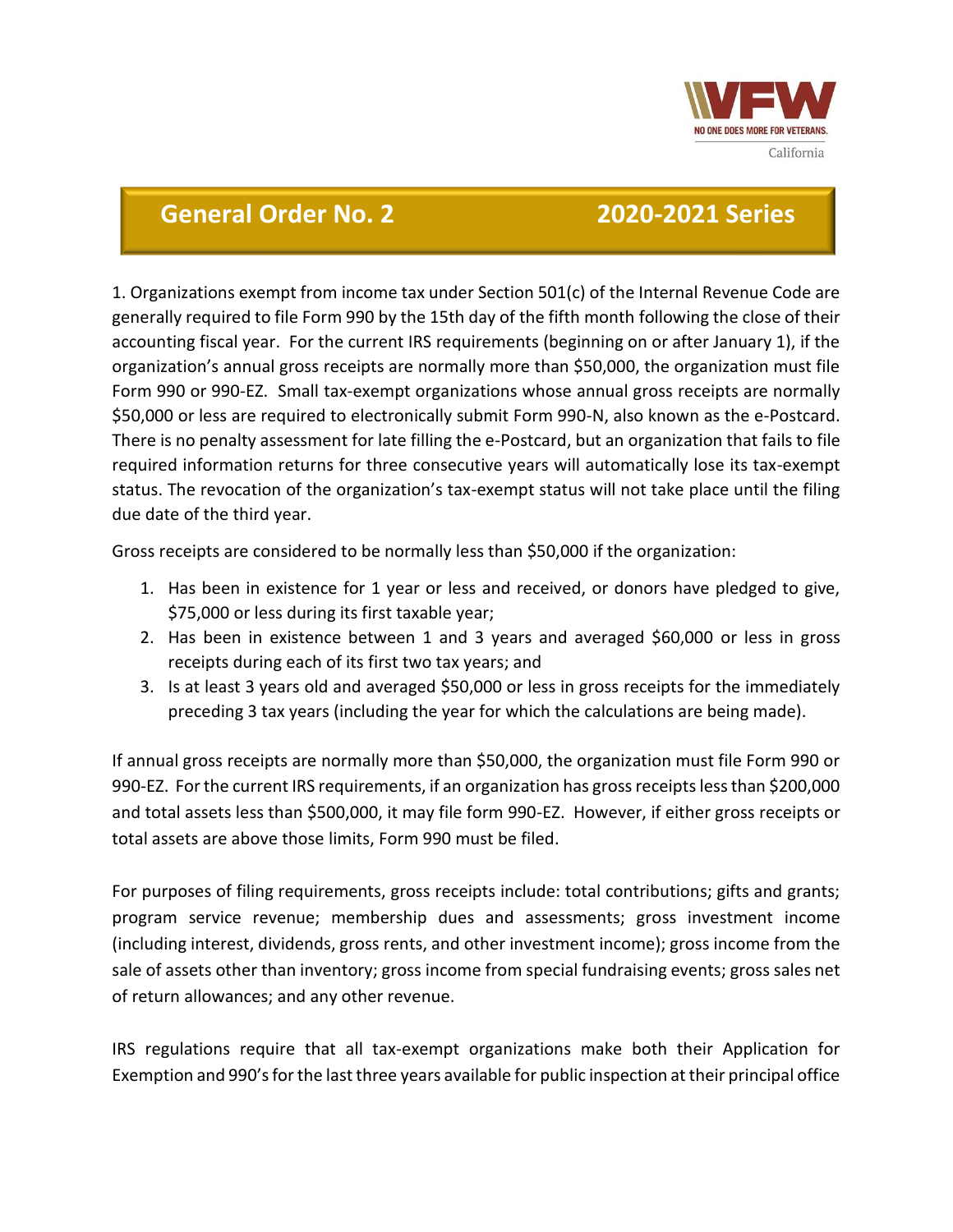VFW
NO ONE DOES MORE FOR VETERANS.
California

# General Order No. 2 — 2020-2021 Series

1. Organizations exempt from income tax under Section 501(c) of the Internal Revenue Code are generally required to file Form 990 by the 15th day of the fifth month following the close of their accounting fiscal year. For the current IRS requirements (beginning on or after January 1), if the organization's annual gross receipts are normally more than $50,000, the organization must file Form 990 or 990-EZ. Small tax-exempt organizations whose annual gross receipts are normally $50,000 or less are required to electronically submit Form 990-N, also known as the e-Postcard. There is no penalty assessment for late filling the e-Postcard, but an organization that fails to file required information returns for three consecutive years will automatically lose its tax-exempt status. The revocation of the organization's tax-exempt status will not take place until the filing due date of the third year.

Gross receipts are considered to be normally less than $50,000 if the organization:

1. Has been in existence for 1 year or less and received, or donors have pledged to give, $75,000 or less during its first taxable year;
2. Has been in existence between 1 and 3 years and averaged $60,000 or less in gross receipts during each of its first two tax years; and
3. Is at least 3 years old and averaged $50,000 or less in gross receipts for the immediately preceding 3 tax years (including the year for which the calculations are being made).

If annual gross receipts are normally more than $50,000, the organization must file Form 990 or 990-EZ. For the current IRS requirements, if an organization has gross receipts less than $200,000 and total assets less than $500,000, it may file form 990-EZ. However, if either gross receipts or total assets are above those limits, Form 990 must be filed.

For purposes of filing requirements, gross receipts include: total contributions; gifts and grants; program service revenue; membership dues and assessments; gross investment income (including interest, dividends, gross rents, and other investment income); gross income from the sale of assets other than inventory; gross income from special fundraising events; gross sales net of return allowances; and any other revenue.

IRS regulations require that all tax-exempt organizations make both their Application for Exemption and 990's for the last three years available for public inspection at their principal office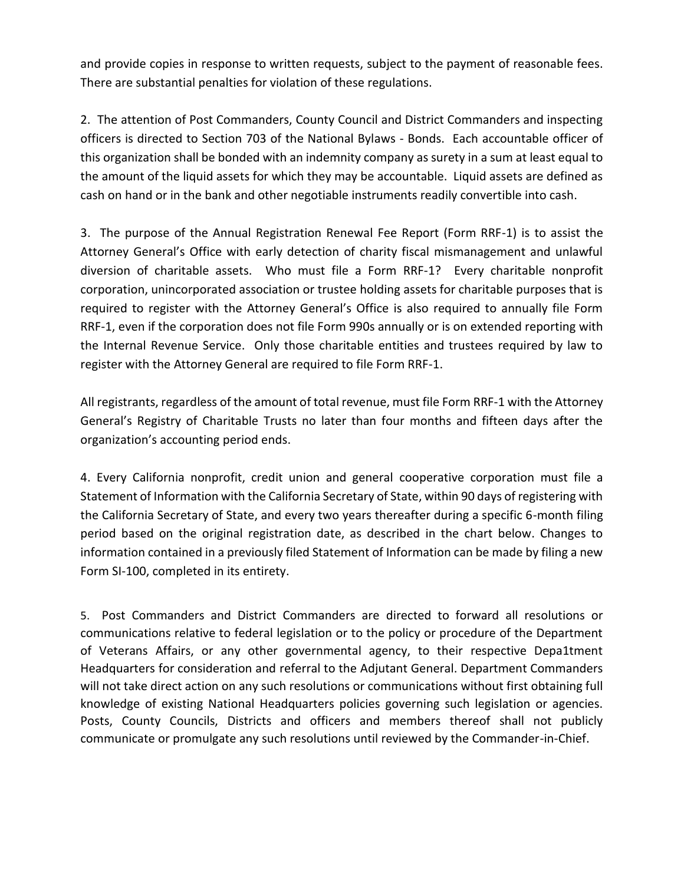and provide copies in response to written requests, subject to the payment of reasonable fees. There are substantial penalties for violation of these regulations.

2. The attention of Post Commanders, County Council and District Commanders and inspecting officers is directed to Section 703 of the National Bylaws - Bonds. Each accountable officer of this organization shall be bonded with an indemnity company as surety in a sum at least equal to the amount of the liquid assets for which they may be accountable. Liquid assets are defined as cash on hand or in the bank and other negotiable instruments readily convertible into cash.

3. The purpose of the Annual Registration Renewal Fee Report (Form RRF-1) is to assist the Attorney General's Office with early detection of charity fiscal mismanagement and unlawful diversion of charitable assets. Who must file a Form RRF-1? Every charitable nonprofit corporation, unincorporated association or trustee holding assets for charitable purposes that is required to register with the Attorney General's Office is also required to annually file Form RRF-1, even if the corporation does not file Form 990s annually or is on extended reporting with the Internal Revenue Service. Only those charitable entities and trustees required by law to register with the Attorney General are required to file Form RRF-1.

All registrants, regardless of the amount of total revenue, must file Form RRF-1 with the Attorney General's Registry of Charitable Trusts no later than four months and fifteen days after the organization's accounting period ends.

4. Every California nonprofit, credit union and general cooperative corporation must file a Statement of Information with the California Secretary of State, within 90 days of registering with the California Secretary of State, and every two years thereafter during a specific 6-month filing period based on the original registration date, as described in the chart below. Changes to information contained in a previously filed Statement of Information can be made by filing a new Form SI-100, completed in its entirety.

5. Post Commanders and District Commanders are directed to forward all resolutions or communications relative to federal legislation or to the policy or procedure of the Department of Veterans Affairs, or any other governmental agency, to their respective Depa1tment Headquarters for consideration and referral to the Adjutant General. Department Commanders will not take direct action on any such resolutions or communications without first obtaining full knowledge of existing National Headquarters policies governing such legislation or agencies. Posts, County Councils, Districts and officers and members thereof shall not publicly communicate or promulgate any such resolutions until reviewed by the Commander-in-Chief.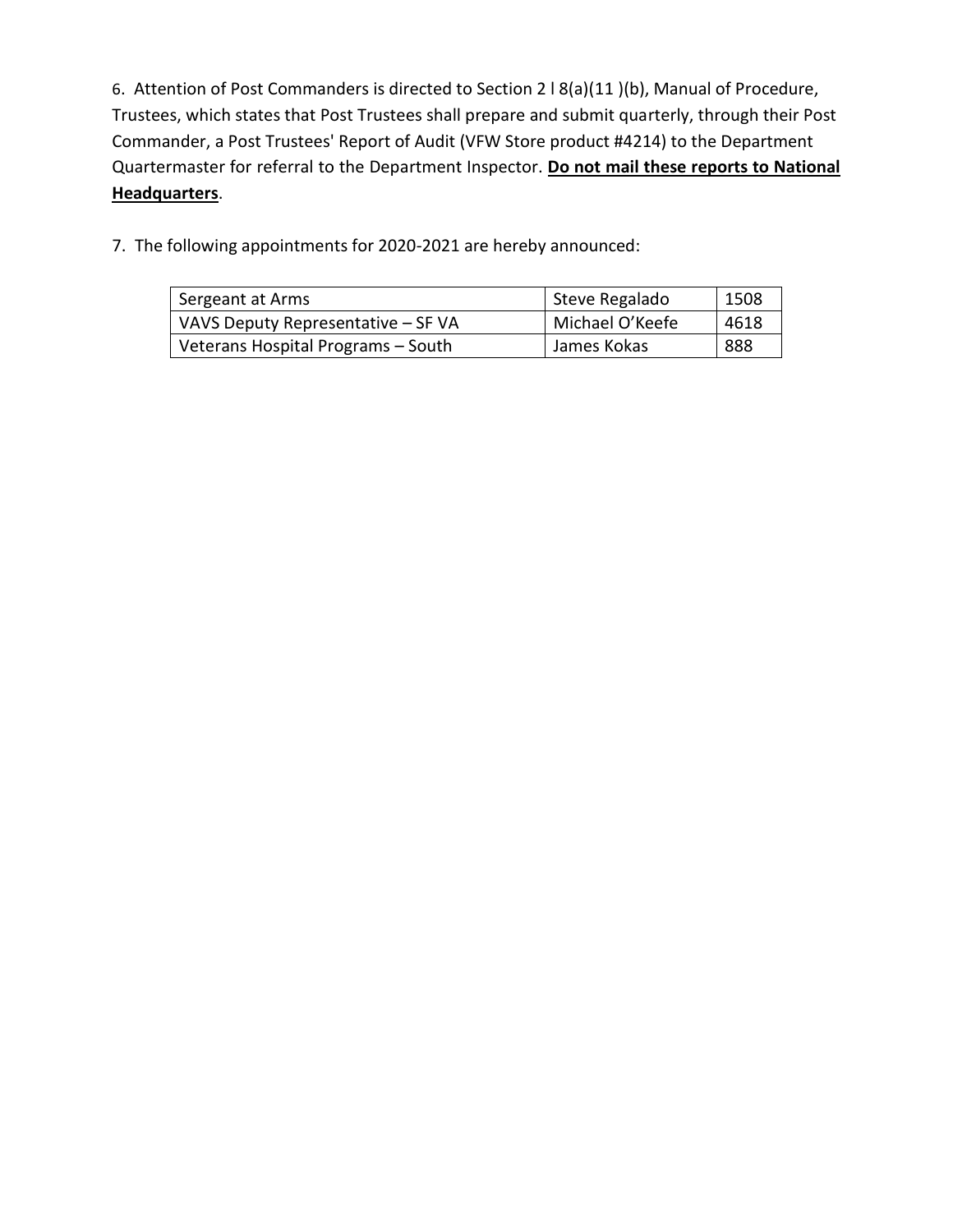6. Attention of Post Commanders is directed to Section 2 l 8(a)(11 )(b), Manual of Procedure, Trustees, which states that Post Trustees shall prepare and submit quarterly, through their Post Commander, a Post Trustees' Report of Audit (VFW Store product #4214) to the Department Quartermaster for referral to the Department Inspector. **Do not mail these reports to National Headquarters**.

7. The following appointments for 2020-2021 are hereby announced:

| | | |
|---|---|---|
| Sergeant at Arms | Steve Regalado | 1508 |
| VAVS Deputy Representative – SF VA | Michael O'Keefe | 4618 |
| Veterans Hospital Programs – South | James Kokas | 888 |